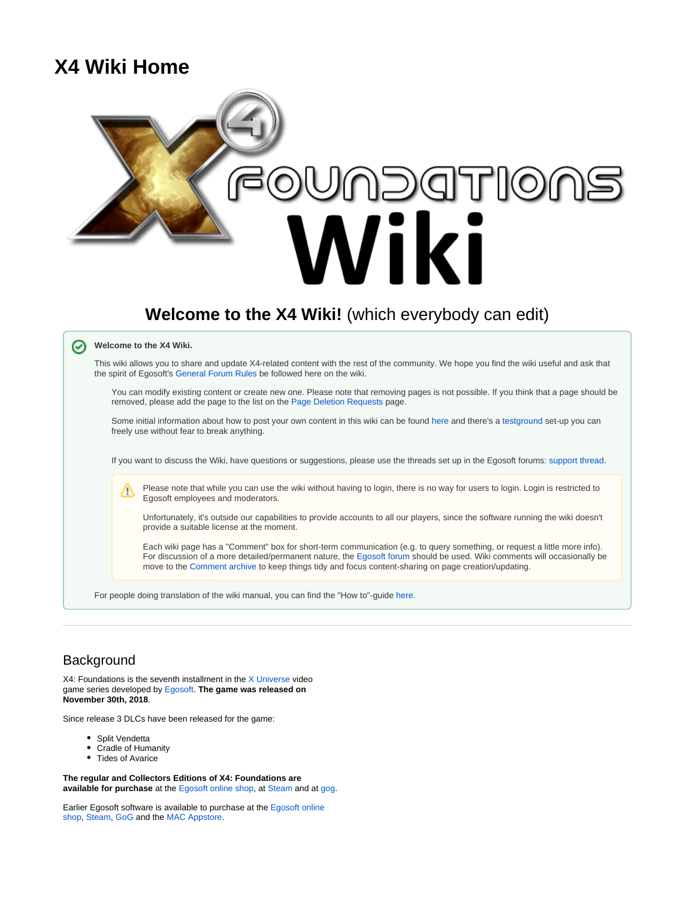# X4 Wiki Home

## **Welcome to the X4 Wiki!** (which everybody can edit)

**Welcome to the X4 Wiki.**

This wiki allows you to share and update X4-related content with the rest of the community. We hope you find the wiki useful and ask that the spirit of Egosoft's General Forum Rules be followed here on the wiki.

> You can modify existing content or create new one. Please note that removing pages is not possible. If you think that a page should be removed, please add the page to the list on the Page Deletion Requests page.
>
> Some initial information about how to post your own content in this wiki can be found here and there's a testground set-up you can freely use without fear to break anything.
>
> If you want to discuss the Wiki, have questions or suggestions, please use the threads set up in the Egosoft forums: support thread.
>
> > Please note that while you can use the wiki without having to login, there is no way for users to login. Login is restricted to Egosoft employees and moderators.
> >
> > Unfortunately, it's outside our capabilities to provide accounts to all our players, since the software running the wiki doesn't provide a suitable license at the moment.
> >
> > Each wiki page has a "Comment" box for short-term communication (e.g. to query something, or request a little more info). For discussion of a more detailed/permanent nature, the Egosoft forum should be used. Wiki comments will occasionally be move to the Comment archive to keep things tidy and focus content-sharing on page creation/updating.

For people doing translation of the wiki manual, you can find the "How to"-guide here.

---

## Background

X4: Foundations is the seventh installment in the X Universe video game series developed by Egosoft. **The game was released on November 30th, 2018**.

Since release 3 DLCs have been released for the game:

- Split Vendetta
- Cradle of Humanity
- Tides of Avarice

**The regular and Collectors Editions of X4: Foundations are available for purchase** at the Egosoft online shop, at Steam and at gog.

Earlier Egosoft software is available to purchase at the Egosoft online shop, Steam, GoG and the MAC Appstore.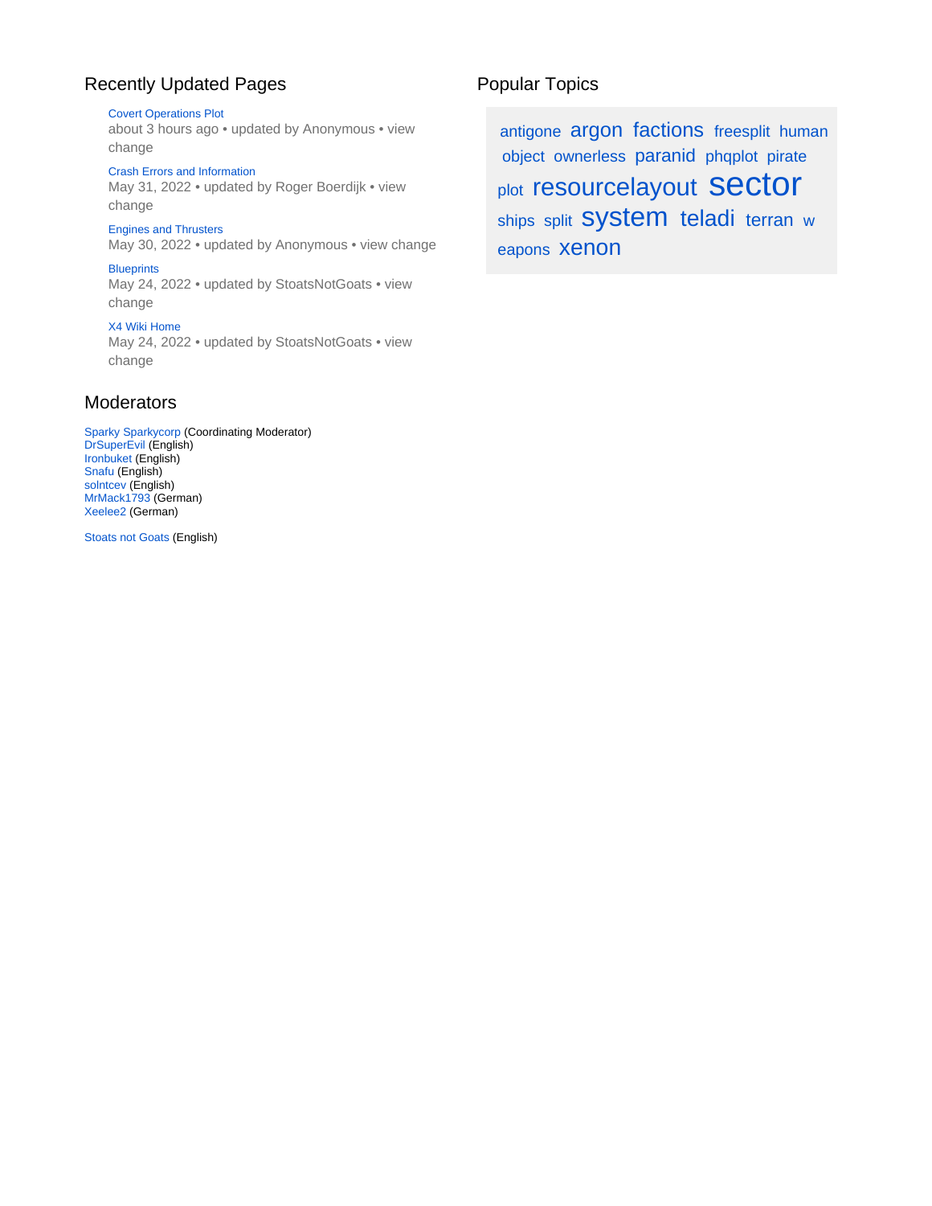## Recently Updated Pages

- Covert Operations Plot
  about 3 hours ago • updated by Anonymous • view change
- Crash Errors and Information
  May 31, 2022 • updated by Roger Boerdijk • view change
- Engines and Thrusters
  May 30, 2022 • updated by Anonymous • view change
- Blueprints
  May 24, 2022 • updated by StoatsNotGoats • view change
- X4 Wiki Home
  May 24, 2022 • updated by StoatsNotGoats • view change

## Popular Topics

antigone argon factions freesplit human object ownerless paranid phqplot pirate plot resourcelayout sector ships split system teladi terran weapons xenon

## Moderators

Sparky Sparkycorp (Coordinating Moderator)
DrSuperEvil (English)
Ironbuket (English)
Snafu (English)
solntcev (English)
MrMack1793 (German)
Xeelee2 (German)

Stoats not Goats (English)